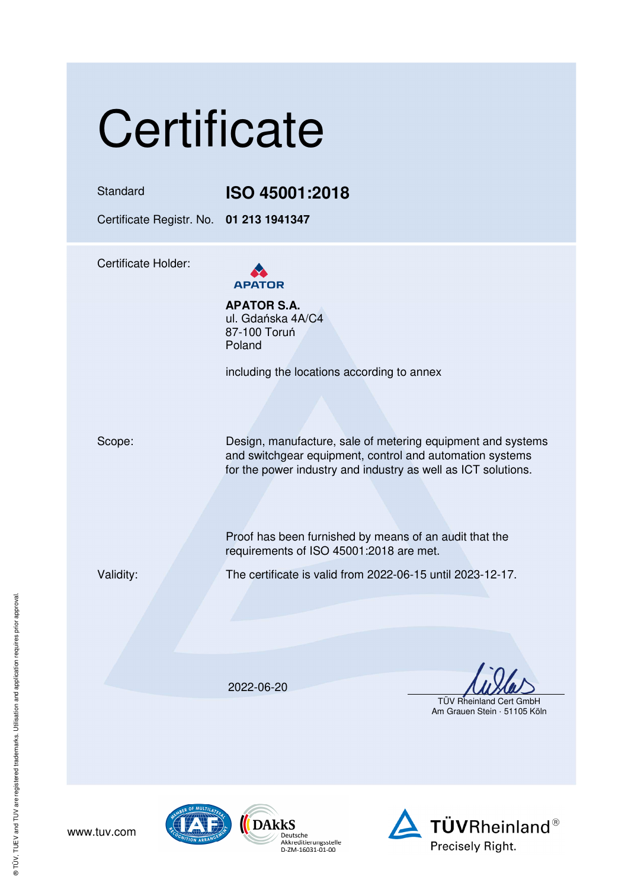# Certificate

Standard **ISO 45001:2018**

Certificate Registr. No. **01 213 1941347**

Certificate Holder:

APATOR

**APATOR S.A.**
ul. Gdańska 4A/C4
87-100 Toruń
Poland

including the locations according to annex

Scope: Design, manufacture, sale of metering equipment and systems and switchgear equipment, control and automation systems for the power industry and industry as well as ICT solutions.

Proof has been furnished by means of an audit that the requirements of ISO 45001:2018 are met.

Validity: The certificate is valid from 2022-06-15 until 2023-12-17.

2022-06-20

TÜV Rheinland Cert GmbH
Am Grauen Stein · 51105 Köln

www.tuv.com

DAkkS Deutsche Akkreditierungsstelle D-ZM-16031-01-00

TÜVRheinland® Precisely Right.

® TÜV, TUEV and TUV are registered trademarks. Utilisation and application requires prior approval.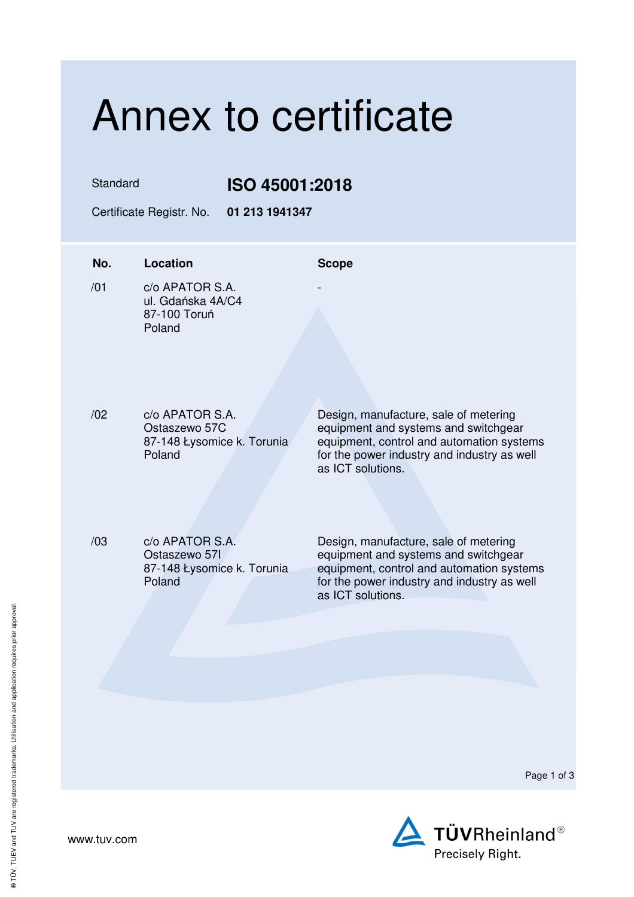# Annex to certificate

Standard **ISO 45001:2018**

Certificate Registr. No. **01 213 1941347**

| No. | Location | Scope |
|---|---|---|
| /01 | c/o APATOR S.A.<br>ul. Gdańska 4A/C4<br>87-100 Toruń<br>Poland | - |
| /02 | c/o APATOR S.A.<br>Ostaszewo 57C<br>87-148 Łysomice k. Torunia<br>Poland | Design, manufacture, sale of metering equipment and systems and switchgear equipment, control and automation systems for the power industry and industry as well as ICT solutions. |
| /03 | c/o APATOR S.A.<br>Ostaszewo 57I<br>87-148 Łysomice k. Torunia<br>Poland | Design, manufacture, sale of metering equipment and systems and switchgear equipment, control and automation systems for the power industry and industry as well as ICT solutions. |

www.tuv.com

TÜVRheinland®
Precisely Right.

® TÜV, TUEV and TUV are registered trademarks. Utilisation and application requires prior approval.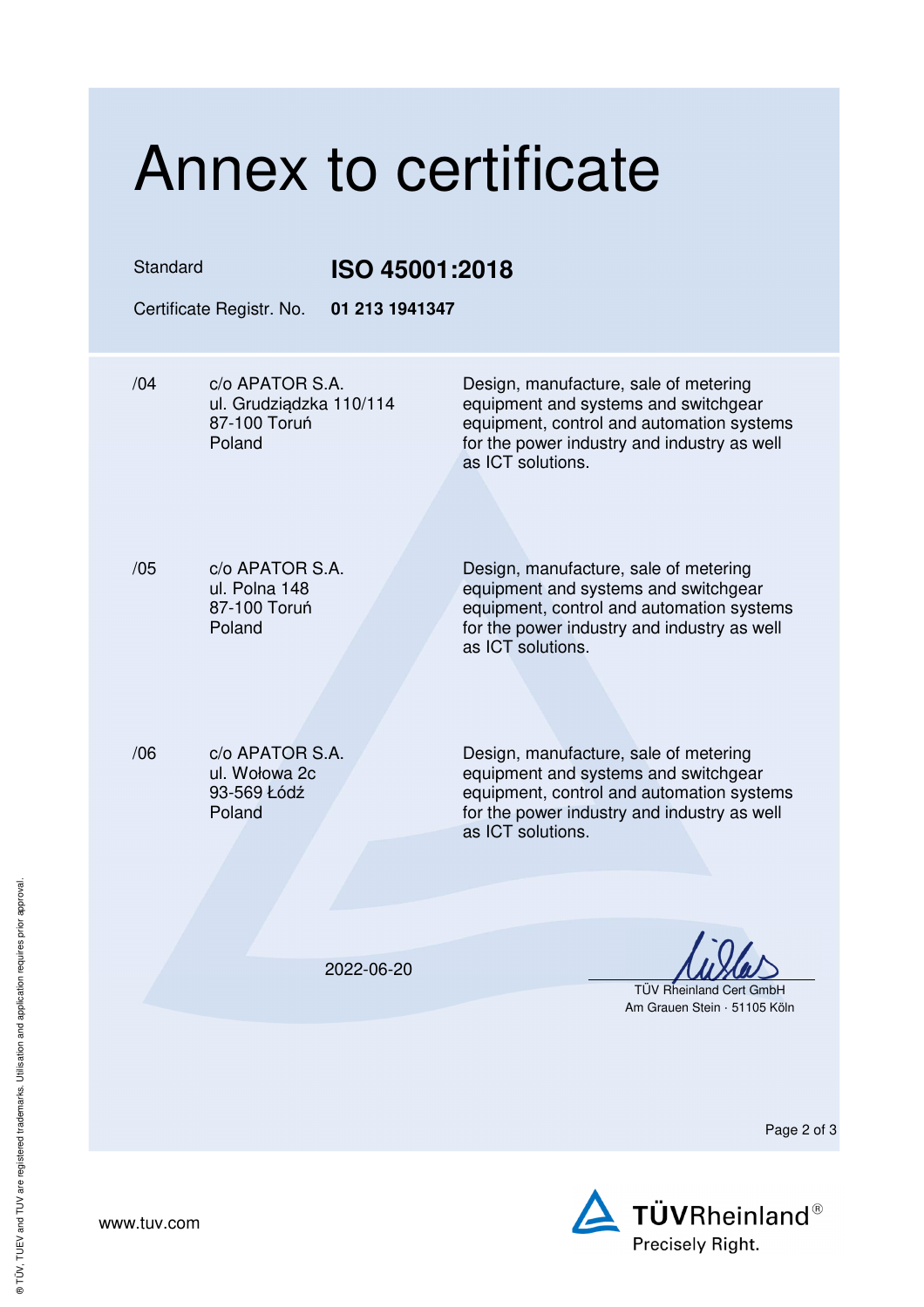# Annex to certificate

Standard **ISO 45001:2018**

Certificate Registr. No. **01 213 1941347**

| | | |
|---|---|---|
| /04 | c/o APATOR S.A.<br>ul. Grudziądzka 110/114<br>87-100 Toruń<br>Poland | Design, manufacture, sale of metering equipment and systems and switchgear equipment, control and automation systems for the power industry and industry as well as ICT solutions. |
| /05 | c/o APATOR S.A.<br>ul. Polna 148<br>87-100 Toruń<br>Poland | Design, manufacture, sale of metering equipment and systems and switchgear equipment, control and automation systems for the power industry and industry as well as ICT solutions. |
| /06 | c/o APATOR S.A.<br>ul. Wołowa 2c<br>93-569 Łódź<br>Poland | Design, manufacture, sale of metering equipment and systems and switchgear equipment, control and automation systems for the power industry and industry as well as ICT solutions. |

2022-06-20

TÜV Rheinland Cert GmbH
Am Grauen Stein · 51105 Köln

www.tuv.com

TÜVRheinland®
Precisely Right.

® TÜV, TUEV and TUV are registered trademarks. Utilisation and application requires prior approval.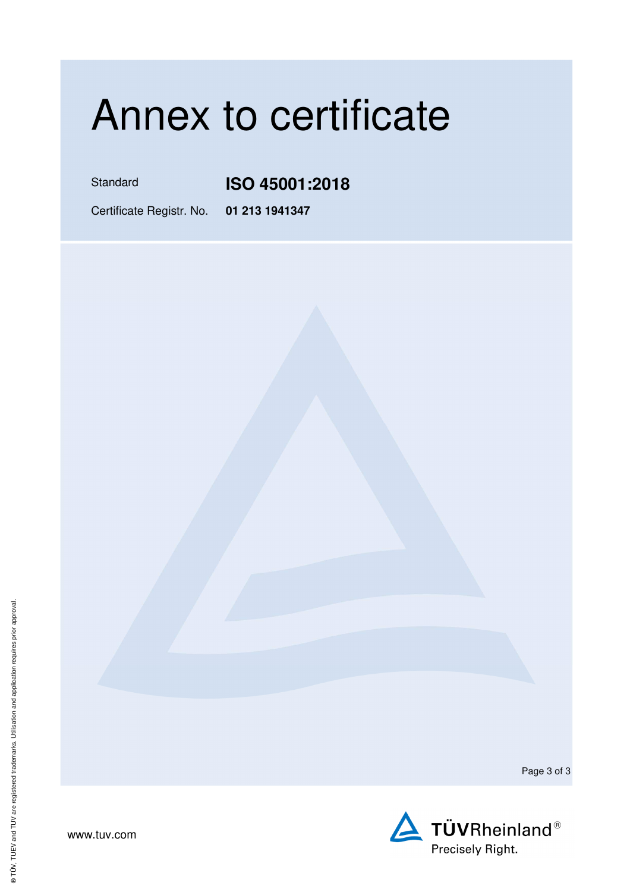# Annex to certificate

Standard **ISO 45001:2018**

Certificate Registr. No. **01 213 1941347**

www.tuv.com

TÜVRheinland®
Precisely Right.

® TÜV, TUEV and TUV are registered trademarks. Utilisation and application requires prior approval.